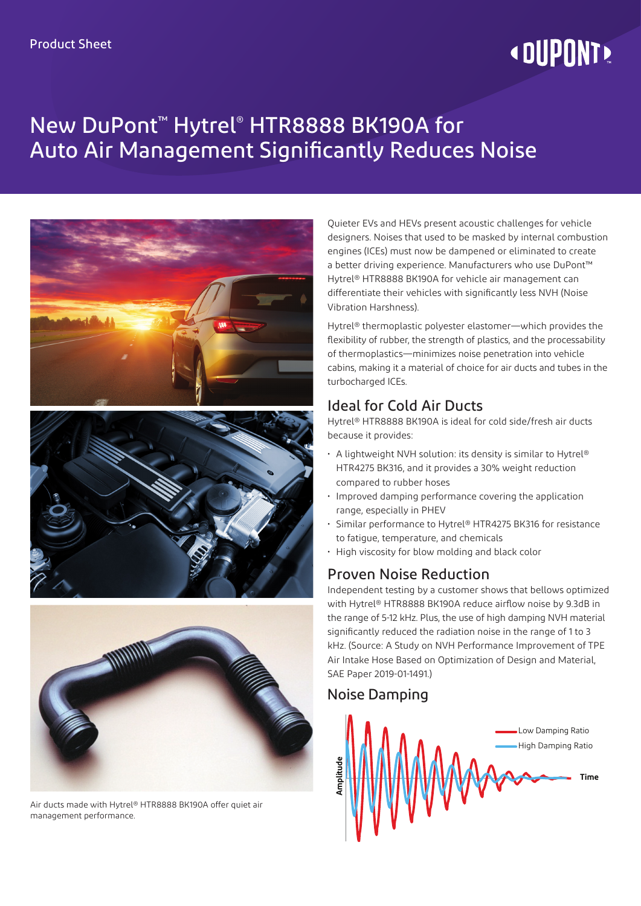Product Sheet

# New DuPont™ Hytrel® HTR8888 BK190A for Auto Air Management Significantly Reduces Noise

Quieter EVs and HEVs present acoustic challenges for vehicle designers. Noises that used to be masked by internal combustion engines (ICEs) must now be dampened or eliminated to create a better driving experience. Manufacturers who use DuPont™ Hytrel® HTR8888 BK190A for vehicle air management can differentiate their vehicles with significantly less NVH (Noise Vibration Harshness).

Hytrel® thermoplastic polyester elastomer—which provides the flexibility of rubber, the strength of plastics, and the processability of thermoplastics—minimizes noise penetration into vehicle cabins, making it a material of choice for air ducts and tubes in the turbocharged ICEs.

## Ideal for Cold Air Ducts

Hytrel® HTR8888 BK190A is ideal for cold side/fresh air ducts because it provides:

- A lightweight NVH solution: its density is similar to Hytrel® HTR4275 BK316, and it provides a 30% weight reduction compared to rubber hoses
- Improved damping performance covering the application range, especially in PHEV
- Similar performance to Hytrel® HTR4275 BK316 for resistance to fatigue, temperature, and chemicals
- High viscosity for blow molding and black color

## Proven Noise Reduction

Independent testing by a customer shows that bellows optimized with Hytrel® HTR8888 BK190A reduce airflow noise by 9.3dB in the range of 5-12 kHz. Plus, the use of high damping NVH material significantly reduced the radiation noise in the range of 1 to 3 kHz. (Source: A Study on NVH Performance Improvement of TPE Air Intake Hose Based on Optimization of Design and Material, SAE Paper 2019-01-1491.)

## Noise Damping

Air ducts made with Hytrel® HTR8888 BK190A offer quiet air management performance.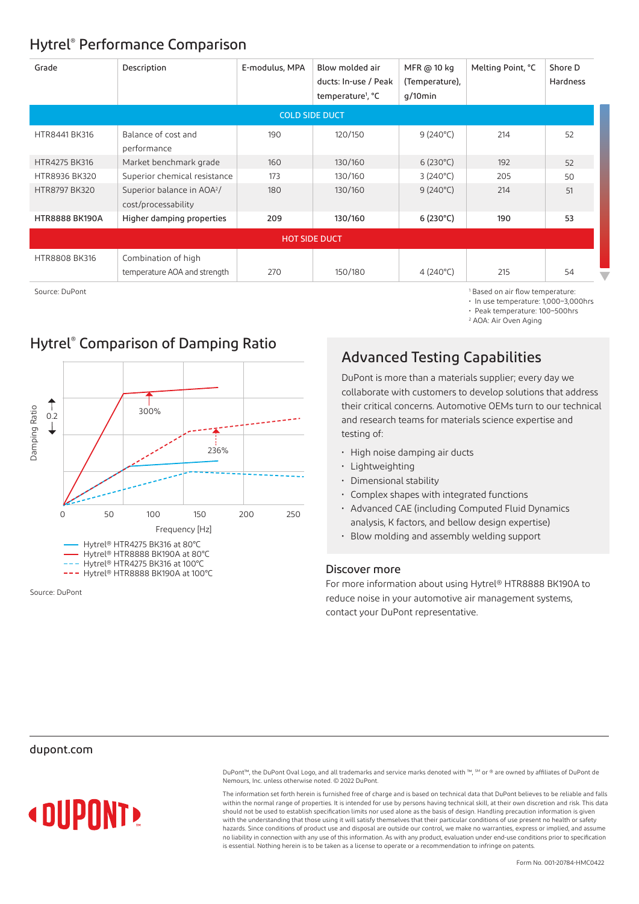## Hytrel® Performance Comparison

| Grade | Description | E-modulus, MPA | Blow molded air ducts: In-use / Peak temperature[1], °C | MFR @ 10 kg (Temperature), g/10min | Melting Point, °C | Shore D Hardness |
|---|---|---|---|---|---|---|
| COLD SIDE DUCT | | | | | | |
| HTR8441 BK316 | Balance of cost and performance | 190 | 120/150 | 9 (240°C) | 214 | 52 |
| HTR4275 BK316 | Market benchmark grade | 160 | 130/160 | 6 (230°C) | 192 | 52 |
| HTR8936 BK320 | Superior chemical resistance | 173 | 130/160 | 3 (240°C) | 205 | 50 |
| HTR8797 BK320 | Superior balance in AOA[2]/ cost/processability | 180 | 130/160 | 9 (240°C) | 214 | 51 |
| **HTR8888 BK190A** | **Higher damping properties** | **209** | **130/160** | **6 (230°C)** | **190** | **53** |
| HOT SIDE DUCT | | | | | | |
| HTR8808 BK316 | Combination of high temperature AOA and strength | 270 | 150/180 | 4 (240°C) | 215 | 54 |

Source: DuPont

[1] Based on air flow temperature:
- In use temperature: 1,000–3,000hrs
- Peak temperature: 100–500hrs

[2] AOA: Air Oven Aging

## Hytrel® Comparison of Damping Ratio

Damping Ratio
0.2
300%
236%
0
50
100
150
200
250
Frequency [Hz]

Hytrel® HTR4275 BK316 at 80°C
Hytrel® HTR8888 BK190A at 80°C
Hytrel® HTR4275 BK316 at 100°C
Hytrel® HTR8888 BK190A at 100°C

Source: DuPont

## Advanced Testing Capabilities

DuPont is more than a materials supplier; every day we collaborate with customers to develop solutions that address their critical concerns. Automotive OEMs turn to our technical and research teams for materials science expertise and testing of:

- High noise damping air ducts
- Lightweighting
- Dimensional stability
- Complex shapes with integrated functions
- Advanced CAE (including Computed Fluid Dynamics analysis, K factors, and bellow design expertise)
- Blow molding and assembly welding support

### Discover more

For more information about using Hytrel® HTR8888 BK190A to reduce noise in your automotive air management systems, contact your DuPont representative.

dupont.com

DuPont™, the DuPont Oval Logo, and all trademarks and service marks denoted with ™, ℠ or ® are owned by affiliates of DuPont de Nemours, Inc. unless otherwise noted. © 2022 DuPont.

The information set forth herein is furnished free of charge and is based on technical data that DuPont believes to be reliable and falls within the normal range of properties. It is intended for use by persons having technical skill, at their own discretion and risk. This data should not be used to establish specification limits nor used alone as the basis of design. Handling precaution information is given with the understanding that those using it will satisfy themselves that their particular conditions of use present no health or safety hazards. Since conditions of product use and disposal are outside our control, we make no warranties, express or implied, and assume no liability in connection with any use of this information. As with any product, evaluation under end-use conditions prior to specification is essential. Nothing herein is to be taken as a license to operate or a recommendation to infringe on patents.

Form No. 001-20784-HMC0422